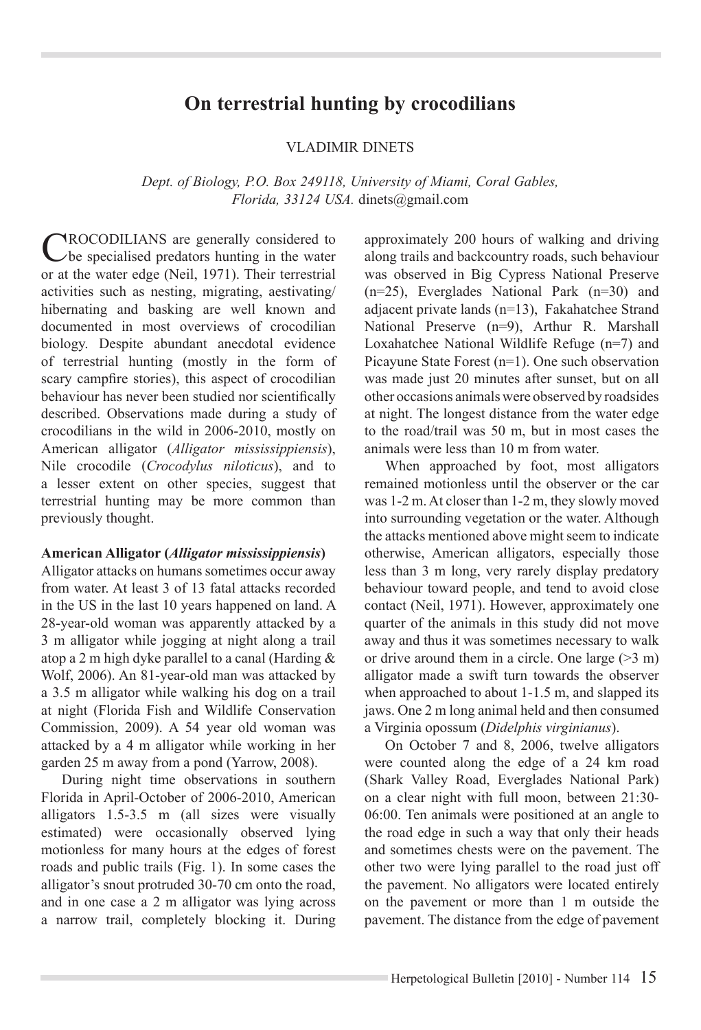# On terrestrial hunting by crocodilians

VLADIMIR DINETS

*Dept. of Biology, P.O. Box 249118, University of Miami, Coral Gables, Florida, 33124 USA.* dinets@gmail.com

CROCODILIANS are generally considered to be specialised predators hunting in the water or at the water edge (Neil, 1971). Their terrestrial activities such as nesting, migrating, aestivating/hibernating and basking are well known and documented in most overviews of crocodilian biology. Despite abundant anecdotal evidence of terrestrial hunting (mostly in the form of scary campfire stories), this aspect of crocodilian behaviour has never been studied nor scientifically described. Observations made during a study of crocodilians in the wild in 2006-2010, mostly on American alligator (*Alligator mississippiensis*), Nile crocodile (*Crocodylus niloticus*), and to a lesser extent on other species, suggest that terrestrial hunting may be more common than previously thought.

**American Alligator (*Alligator mississippiensis*)**

Alligator attacks on humans sometimes occur away from water. At least 3 of 13 fatal attacks recorded in the US in the last 10 years happened on land. A 28-year-old woman was apparently attacked by a 3 m alligator while jogging at night along a trail atop a 2 m high dyke parallel to a canal (Harding & Wolf, 2006). An 81-year-old man was attacked by a 3.5 m alligator while walking his dog on a trail at night (Florida Fish and Wildlife Conservation Commission, 2009). A 54 year old woman was attacked by a 4 m alligator while working in her garden 25 m away from a pond (Yarrow, 2008).

During night time observations in southern Florida in April-October of 2006-2010, American alligators 1.5-3.5 m (all sizes were visually estimated) were occasionally observed lying motionless for many hours at the edges of forest roads and public trails (Fig. 1). In some cases the alligator's snout protruded 30-70 cm onto the road, and in one case a 2 m alligator was lying across a narrow trail, completely blocking it. During approximately 200 hours of walking and driving along trails and backcountry roads, such behaviour was observed in Big Cypress National Preserve (n=25), Everglades National Park (n=30) and adjacent private lands (n=13), Fakahatchee Strand National Preserve (n=9), Arthur R. Marshall Loxahatchee National Wildlife Refuge (n=7) and Picayune State Forest (n=1). One such observation was made just 20 minutes after sunset, but on all other occasions animals were observed by roadsides at night. The longest distance from the water edge to the road/trail was 50 m, but in most cases the animals were less than 10 m from water.

When approached by foot, most alligators remained motionless until the observer or the car was 1-2 m. At closer than 1-2 m, they slowly moved into surrounding vegetation or the water. Although the attacks mentioned above might seem to indicate otherwise, American alligators, especially those less than 3 m long, very rarely display predatory behaviour toward people, and tend to avoid close contact (Neil, 1971). However, approximately one quarter of the animals in this study did not move away and thus it was sometimes necessary to walk or drive around them in a circle. One large (>3 m) alligator made a swift turn towards the observer when approached to about 1-1.5 m, and slapped its jaws. One 2 m long animal held and then consumed a Virginia opossum (*Didelphis virginianus*).

On October 7 and 8, 2006, twelve alligators were counted along the edge of a 24 km road (Shark Valley Road, Everglades National Park) on a clear night with full moon, between 21:30-06:00. Ten animals were positioned at an angle to the road edge in such a way that only their heads and sometimes chests were on the pavement. The other two were lying parallel to the road just off the pavement. No alligators were located entirely on the pavement or more than 1 m outside the pavement. The distance from the edge of pavement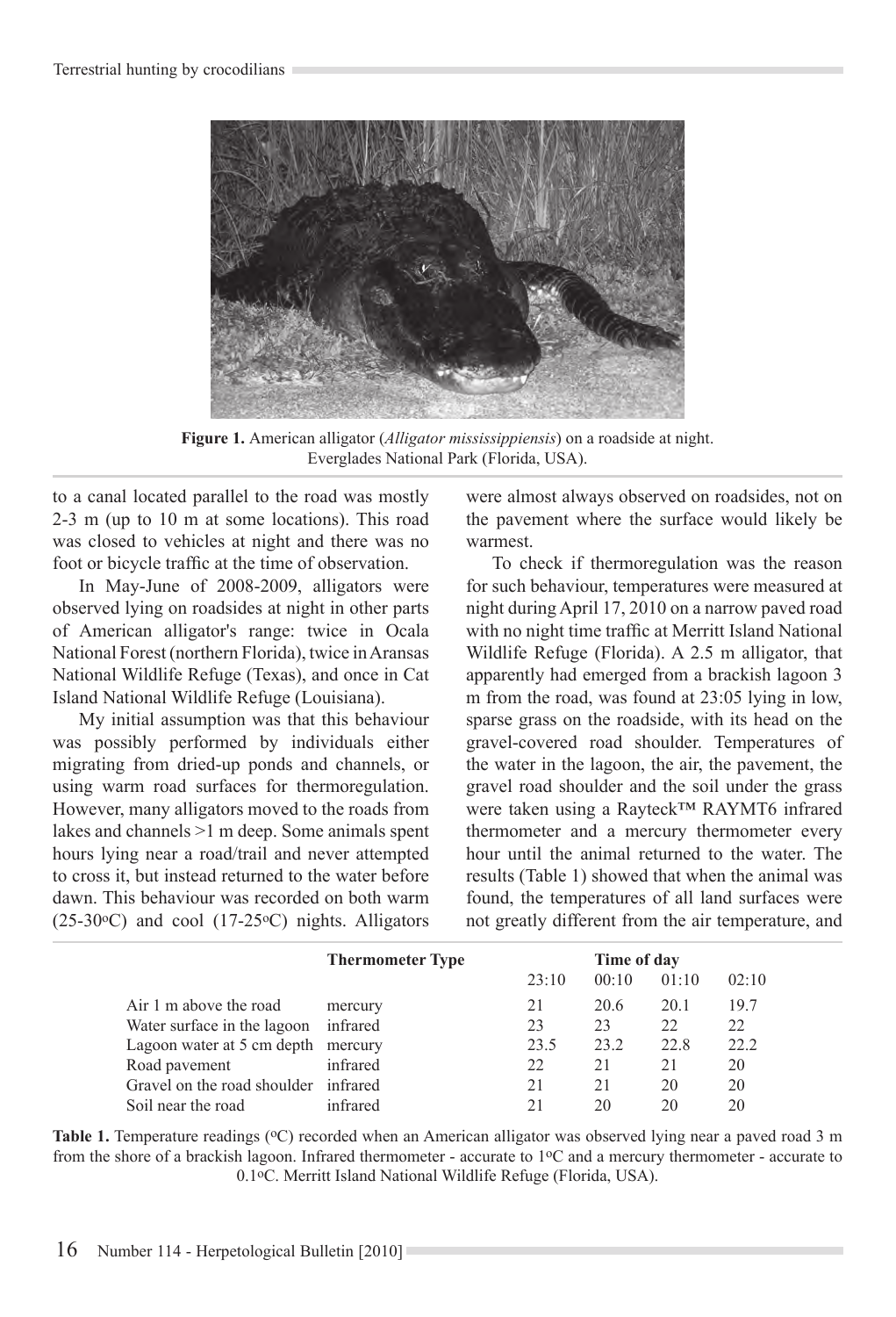**Figure 1.** American alligator (*Alligator mississippiensis*) on a roadside at night. Everglades National Park (Florida, USA).

to a canal located parallel to the road was mostly 2-3 m (up to 10 m at some locations). This road was closed to vehicles at night and there was no foot or bicycle traffic at the time of observation.

In May-June of 2008-2009, alligators were observed lying on roadsides at night in other parts of American alligator's range: twice in Ocala National Forest (northern Florida), twice in Aransas National Wildlife Refuge (Texas), and once in Cat Island National Wildlife Refuge (Louisiana).

My initial assumption was that this behaviour was possibly performed by individuals either migrating from dried-up ponds and channels, or using warm road surfaces for thermoregulation. However, many alligators moved to the roads from lakes and channels >1 m deep. Some animals spent hours lying near a road/trail and never attempted to cross it, but instead returned to the water before dawn. This behaviour was recorded on both warm (25-30°C) and cool (17-25°C) nights. Alligators were almost always observed on roadsides, not on the pavement where the surface would likely be warmest.

To check if thermoregulation was the reason for such behaviour, temperatures were measured at night during April 17, 2010 on a narrow paved road with no night time traffic at Merritt Island National Wildlife Refuge (Florida). A 2.5 m alligator, that apparently had emerged from a brackish lagoon 3 m from the road, was found at 23:05 lying in low, sparse grass on the roadside, with its head on the gravel-covered road shoulder. Temperatures of the water in the lagoon, the air, the pavement, the gravel road shoulder and the soil under the grass were taken using a Rayteck™ RAYMT6 infrared thermometer and a mercury thermometer every hour until the animal returned to the water. The results (Table 1) showed that when the animal was found, the temperatures of all land surfaces were not greatly different from the air temperature, and

| | Thermometer Type | Time of day | | | |
|---|---|---|---|---|---|
| | | 23:10 | 00:10 | 01:10 | 02:10 |
| Air 1 m above the road | mercury | 21 | 20.6 | 20.1 | 19.7 |
| Water surface in the lagoon | infrared | 23 | 23 | 22 | 22 |
| Lagoon water at 5 cm depth | mercury | 23.5 | 23.2 | 22.8 | 22.2 |
| Road pavement | infrared | 22 | 21 | 21 | 20 |
| Gravel on the road shoulder | infrared | 21 | 21 | 20 | 20 |
| Soil near the road | infrared | 21 | 20 | 20 | 20 |

**Table 1.** Temperature readings (°C) recorded when an American alligator was observed lying near a paved road 3 m from the shore of a brackish lagoon. Infrared thermometer - accurate to 1°C and a mercury thermometer - accurate to 0.1°C. Merritt Island National Wildlife Refuge (Florida, USA).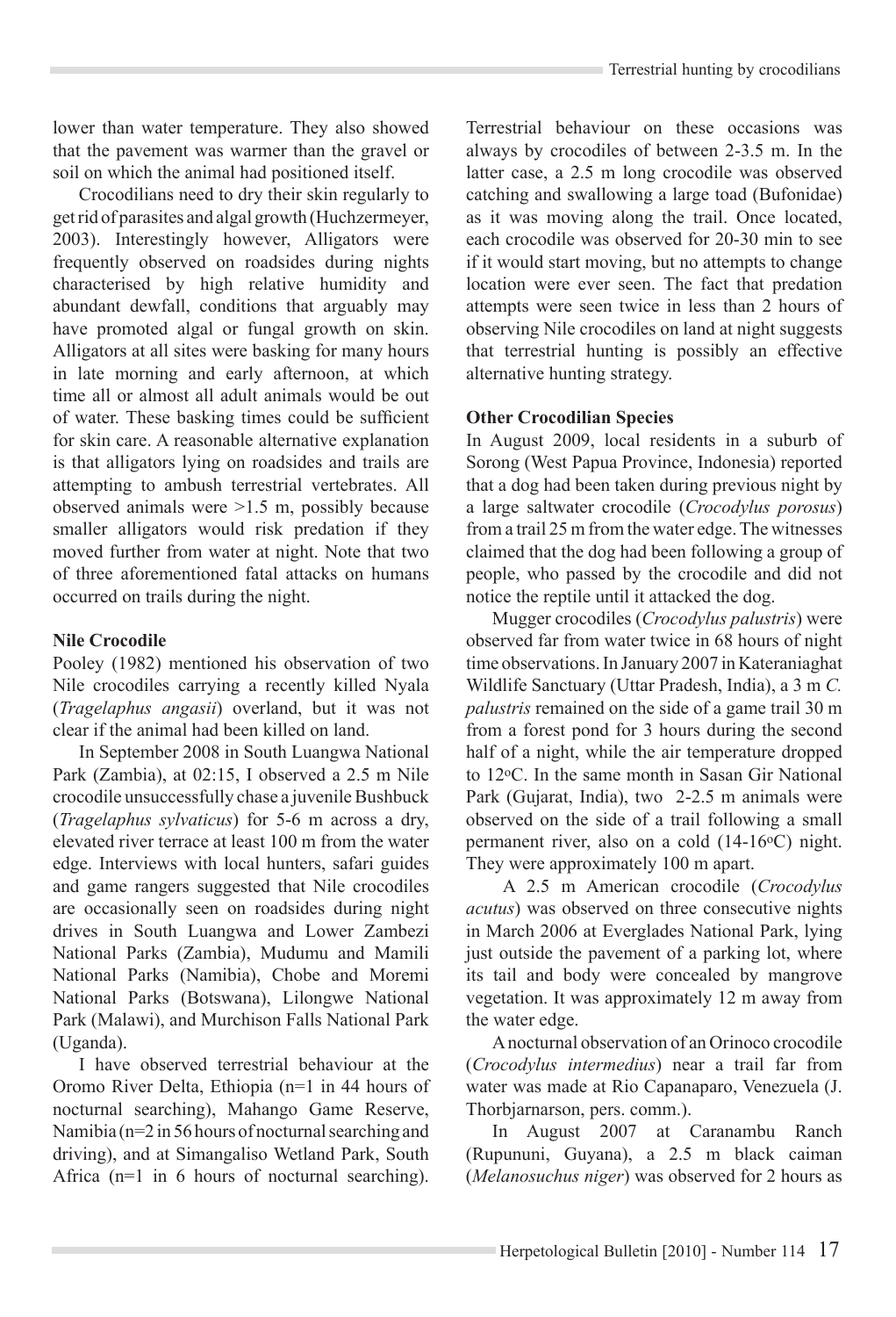lower than water temperature. They also showed that the pavement was warmer than the gravel or soil on which the animal had positioned itself.

Crocodilians need to dry their skin regularly to get rid of parasites and algal growth (Huchzermeyer, 2003). Interestingly however, Alligators were frequently observed on roadsides during nights characterised by high relative humidity and abundant dewfall, conditions that arguably may have promoted algal or fungal growth on skin. Alligators at all sites were basking for many hours in late morning and early afternoon, at which time all or almost all adult animals would be out of water. These basking times could be sufficient for skin care. A reasonable alternative explanation is that alligators lying on roadsides and trails are attempting to ambush terrestrial vertebrates. All observed animals were >1.5 m, possibly because smaller alligators would risk predation if they moved further from water at night. Note that two of three aforementioned fatal attacks on humans occurred on trails during the night.

**Nile Crocodile**

Pooley (1982) mentioned his observation of two Nile crocodiles carrying a recently killed Nyala (*Tragelaphus angasii*) overland, but it was not clear if the animal had been killed on land.

In September 2008 in South Luangwa National Park (Zambia), at 02:15, I observed a 2.5 m Nile crocodile unsuccessfully chase a juvenile Bushbuck (*Tragelaphus sylvaticus*) for 5-6 m across a dry, elevated river terrace at least 100 m from the water edge. Interviews with local hunters, safari guides and game rangers suggested that Nile crocodiles are occasionally seen on roadsides during night drives in South Luangwa and Lower Zambezi National Parks (Zambia), Mudumu and Mamili National Parks (Namibia), Chobe and Moremi National Parks (Botswana), Lilongwe National Park (Malawi), and Murchison Falls National Park (Uganda).

I have observed terrestrial behaviour at the Oromo River Delta, Ethiopia (n=1 in 44 hours of nocturnal searching), Mahango Game Reserve, Namibia (n=2 in 56 hours of nocturnal searching and driving), and at Simangaliso Wetland Park, South Africa (n=1 in 6 hours of nocturnal searching). Terrestrial behaviour on these occasions was always by crocodiles of between 2-3.5 m. In the latter case, a 2.5 m long crocodile was observed catching and swallowing a large toad (Bufonidae) as it was moving along the trail. Once located, each crocodile was observed for 20-30 min to see if it would start moving, but no attempts to change location were ever seen. The fact that predation attempts were seen twice in less than 2 hours of observing Nile crocodiles on land at night suggests that terrestrial hunting is possibly an effective alternative hunting strategy.

**Other Crocodilian Species**

In August 2009, local residents in a suburb of Sorong (West Papua Province, Indonesia) reported that a dog had been taken during previous night by a large saltwater crocodile (*Crocodylus porosus*) from a trail 25 m from the water edge. The witnesses claimed that the dog had been following a group of people, who passed by the crocodile and did not notice the reptile until it attacked the dog.

Mugger crocodiles (*Crocodylus palustris*) were observed far from water twice in 68 hours of night time observations. In January 2007 in Kateraniaghat Wildlife Sanctuary (Uttar Pradesh, India), a 3 m *C. palustris* remained on the side of a game trail 30 m from a forest pond for 3 hours during the second half of a night, while the air temperature dropped to 12°C. In the same month in Sasan Gir National Park (Gujarat, India), two 2-2.5 m animals were observed on the side of a trail following a small permanent river, also on a cold (14-16°C) night. They were approximately 100 m apart.

A 2.5 m American crocodile (*Crocodylus acutus*) was observed on three consecutive nights in March 2006 at Everglades National Park, lying just outside the pavement of a parking lot, where its tail and body were concealed by mangrove vegetation. It was approximately 12 m away from the water edge.

A nocturnal observation of an Orinoco crocodile (*Crocodylus intermedius*) near a trail far from water was made at Rio Capanaparo, Venezuela (J. Thorbjarnarson, pers. comm.).

In August 2007 at Caranambu Ranch (Rupununi, Guyana), a 2.5 m black caiman (*Melanosuchus niger*) was observed for 2 hours as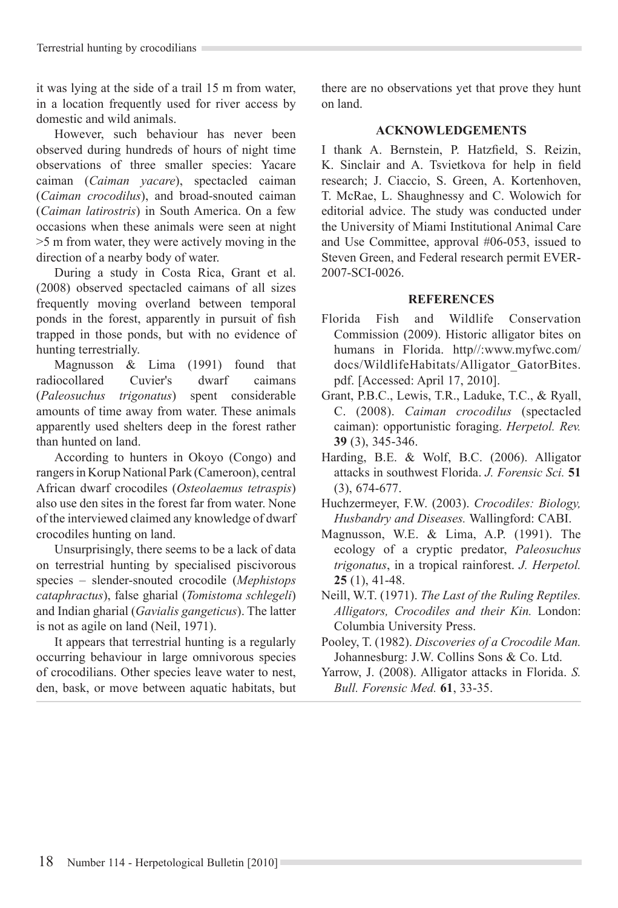it was lying at the side of a trail 15 m from water, in a location frequently used for river access by domestic and wild animals.

However, such behaviour has never been observed during hundreds of hours of night time observations of three smaller species: Yacare caiman (*Caiman yacare*), spectacled caiman (*Caiman crocodilus*), and broad-snouted caiman (*Caiman latirostris*) in South America. On a few occasions when these animals were seen at night >5 m from water, they were actively moving in the direction of a nearby body of water.

During a study in Costa Rica, Grant et al. (2008) observed spectacled caimans of all sizes frequently moving overland between temporal ponds in the forest, apparently in pursuit of fish trapped in those ponds, but with no evidence of hunting terrestrially.

Magnusson & Lima (1991) found that radiocollared Cuvier's dwarf caimans (*Paleosuchus trigonatus*) spent considerable amounts of time away from water. These animals apparently used shelters deep in the forest rather than hunted on land.

According to hunters in Okoyo (Congo) and rangers in Korup National Park (Cameroon), central African dwarf crocodiles (*Osteolaemus tetraspis*) also use den sites in the forest far from water. None of the interviewed claimed any knowledge of dwarf crocodiles hunting on land.

Unsurprisingly, there seems to be a lack of data on terrestrial hunting by specialised piscivorous species – slender-snouted crocodile (*Mephistops cataphractus*), false gharial (*Tomistoma schlegeli*) and Indian gharial (*Gavialis gangeticus*). The latter is not as agile on land (Neil, 1971).

It appears that terrestrial hunting is a regularly occurring behaviour in large omnivorous species of crocodilians. Other species leave water to nest, den, bask, or move between aquatic habitats, but there are no observations yet that prove they hunt on land.

## ACKNOWLEDGEMENTS

I thank A. Bernstein, P. Hatzfield, S. Reizin, K. Sinclair and A. Tsvietkova for help in field research; J. Ciaccio, S. Green, A. Kortenhoven, T. McRae, L. Shaughnessy and C. Wolowich for editorial advice. The study was conducted under the University of Miami Institutional Animal Care and Use Committee, approval #06-053, issued to Steven Green, and Federal research permit EVER-2007-SCI-0026.

## REFERENCES

Florida Fish and Wildlife Conservation Commission (2009). Historic alligator bites on humans in Florida. http//:www.myfwc.com/docs/WildlifeHabitats/Alligator_GatorBites.pdf. [Accessed: April 17, 2010].

Grant, P.B.C., Lewis, T.R., Laduke, T.C., & Ryall, C. (2008). *Caiman crocodilus* (spectacled caiman): opportunistic foraging. *Herpetol. Rev.* **39** (3), 345-346.

Harding, B.E. & Wolf, B.C. (2006). Alligator attacks in southwest Florida. *J. Forensic Sci.* **51** (3), 674-677.

Huchzermeyer, F.W. (2003). *Crocodiles: Biology, Husbandry and Diseases.* Wallingford: CABI.

Magnusson, W.E. & Lima, A.P. (1991). The ecology of a cryptic predator, *Paleosuchus trigonatus*, in a tropical rainforest. *J. Herpetol.* **25** (1), 41-48.

Neill, W.T. (1971). *The Last of the Ruling Reptiles. Alligators, Crocodiles and their Kin.* London: Columbia University Press.

Pooley, T. (1982). *Discoveries of a Crocodile Man.* Johannesburg: J.W. Collins Sons & Co. Ltd.

Yarrow, J. (2008). Alligator attacks in Florida. *S. Bull. Forensic Med.* **61**, 33-35.